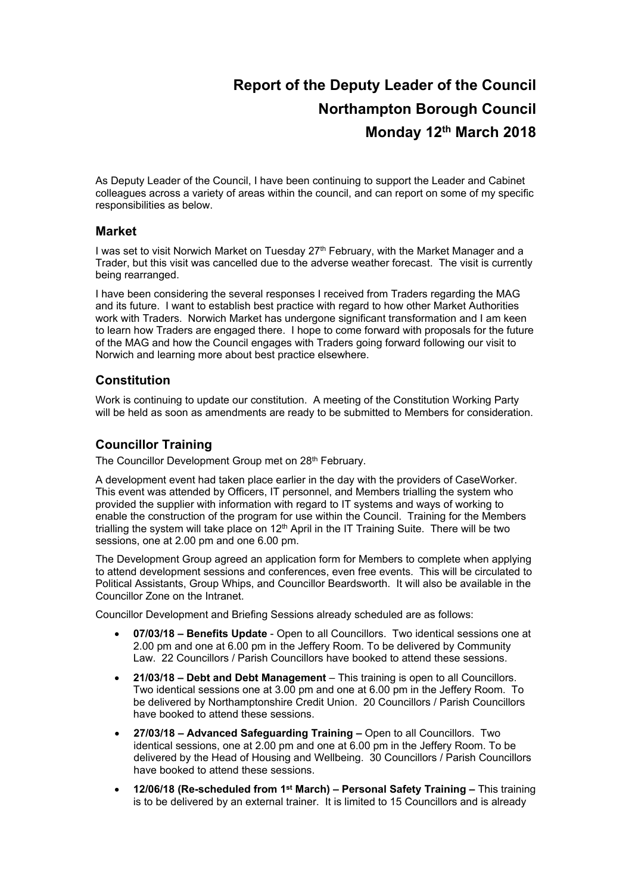# Report of the Deputy Leader of the Council

# Northampton Borough Council

# Monday 12th March 2018

As Deputy Leader of the Council, I have been continuing to support the Leader and Cabinet colleagues across a variety of areas within the council, and can report on some of my specific responsibilities as below.

## Market

I was set to visit Norwich Market on Tuesday 27th February, with the Market Manager and a Trader, but this visit was cancelled due to the adverse weather forecast. The visit is currently being rearranged.

I have been considering the several responses I received from Traders regarding the MAG and its future. I want to establish best practice with regard to how other Market Authorities work with Traders. Norwich Market has undergone significant transformation and I am keen to learn how Traders are engaged there. I hope to come forward with proposals for the future of the MAG and how the Council engages with Traders going forward following our visit to Norwich and learning more about best practice elsewhere.

## Constitution

Work is continuing to update our constitution. A meeting of the Constitution Working Party will be held as soon as amendments are ready to be submitted to Members for consideration.

## Councillor Training

The Councillor Development Group met on 28th February.

A development event had taken place earlier in the day with the providers of CaseWorker. This event was attended by Officers, IT personnel, and Members trialling the system who provided the supplier with information with regard to IT systems and ways of working to enable the construction of the program for use within the Council. Training for the Members trialling the system will take place on 12th April in the IT Training Suite. There will be two sessions, one at 2.00 pm and one 6.00 pm.

The Development Group agreed an application form for Members to complete when applying to attend development sessions and conferences, even free events. This will be circulated to Political Assistants, Group Whips, and Councillor Beardsworth. It will also be available in the Councillor Zone on the Intranet.

Councillor Development and Briefing Sessions already scheduled are as follows:

- **07/03/18 – Benefits Update** - Open to all Councillors. Two identical sessions one at 2.00 pm and one at 6.00 pm in the Jeffery Room. To be delivered by Community Law. 22 Councillors / Parish Councillors have booked to attend these sessions.
- **21/03/18 – Debt and Debt Management** – This training is open to all Councillors. Two identical sessions one at 3.00 pm and one at 6.00 pm in the Jeffery Room. To be delivered by Northamptonshire Credit Union. 20 Councillors / Parish Councillors have booked to attend these sessions.
- **27/03/18 – Advanced Safeguarding Training –** Open to all Councillors. Two identical sessions, one at 2.00 pm and one at 6.00 pm in the Jeffery Room. To be delivered by the Head of Housing and Wellbeing. 30 Councillors / Parish Councillors have booked to attend these sessions.
- **12/06/18 (Re-scheduled from 1st March) – Personal Safety Training –** This training is to be delivered by an external trainer. It is limited to 15 Councillors and is already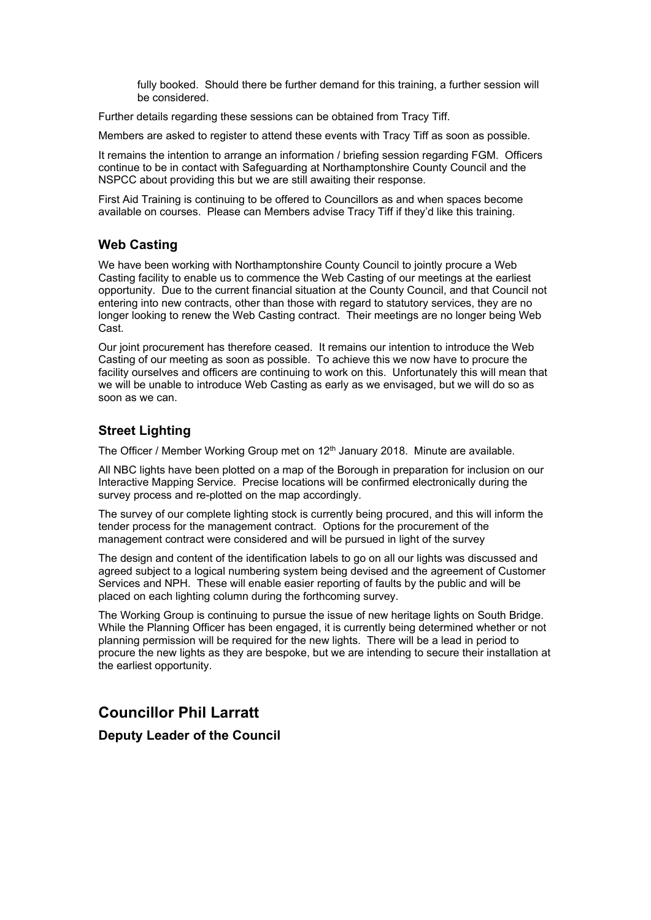fully booked. Should there be further demand for this training, a further session will be considered.

Further details regarding these sessions can be obtained from Tracy Tiff.

Members are asked to register to attend these events with Tracy Tiff as soon as possible.

It remains the intention to arrange an information / briefing session regarding FGM. Officers continue to be in contact with Safeguarding at Northamptonshire County Council and the NSPCC about providing this but we are still awaiting their response.

First Aid Training is continuing to be offered to Councillors as and when spaces become available on courses. Please can Members advise Tracy Tiff if they'd like this training.

### Web Casting

We have been working with Northamptonshire County Council to jointly procure a Web Casting facility to enable us to commence the Web Casting of our meetings at the earliest opportunity. Due to the current financial situation at the County Council, and that Council not entering into new contracts, other than those with regard to statutory services, they are no longer looking to renew the Web Casting contract. Their meetings are no longer being Web Cast.

Our joint procurement has therefore ceased. It remains our intention to introduce the Web Casting of our meeting as soon as possible. To achieve this we now have to procure the facility ourselves and officers are continuing to work on this. Unfortunately this will mean that we will be unable to introduce Web Casting as early as we envisaged, but we will do so as soon as we can.

### Street Lighting

The Officer / Member Working Group met on 12th January 2018. Minute are available.

All NBC lights have been plotted on a map of the Borough in preparation for inclusion on our Interactive Mapping Service. Precise locations will be confirmed electronically during the survey process and re-plotted on the map accordingly.

The survey of our complete lighting stock is currently being procured, and this will inform the tender process for the management contract. Options for the procurement of the management contract were considered and will be pursued in light of the survey

The design and content of the identification labels to go on all our lights was discussed and agreed subject to a logical numbering system being devised and the agreement of Customer Services and NPH. These will enable easier reporting of faults by the public and will be placed on each lighting column during the forthcoming survey.

The Working Group is continuing to pursue the issue of new heritage lights on South Bridge. While the Planning Officer has been engaged, it is currently being determined whether or not planning permission will be required for the new lights. There will be a lead in period to procure the new lights as they are bespoke, but we are intending to secure their installation at the earliest opportunity.

## Councillor Phil Larratt

### Deputy Leader of the Council